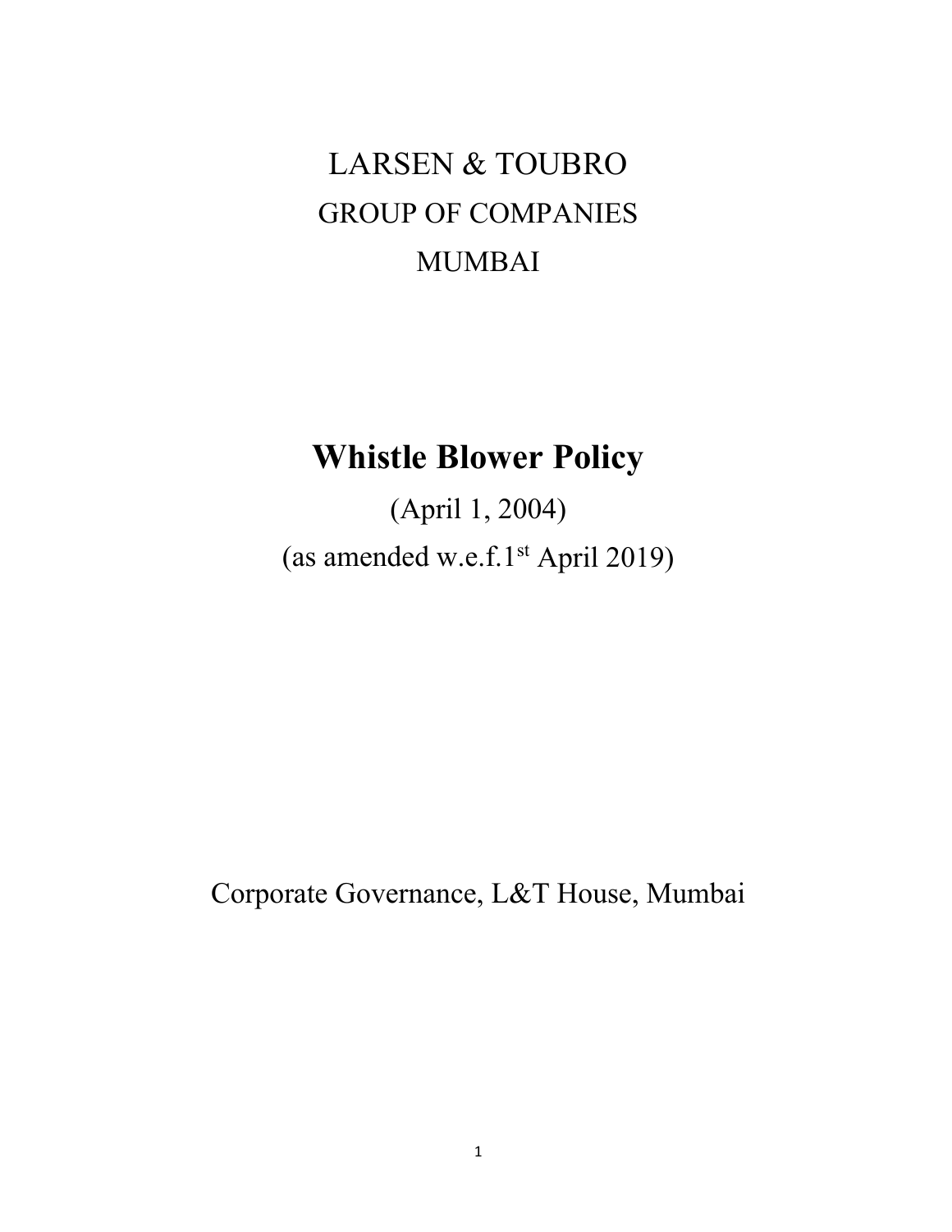LARSEN & TOUBRO

GROUP OF COMPANIES

MUMBAI

# Whistle Blower Policy

(April 1, 2004)

(as amended w.e.f.1st April 2019)

Corporate Governance, L&T House, Mumbai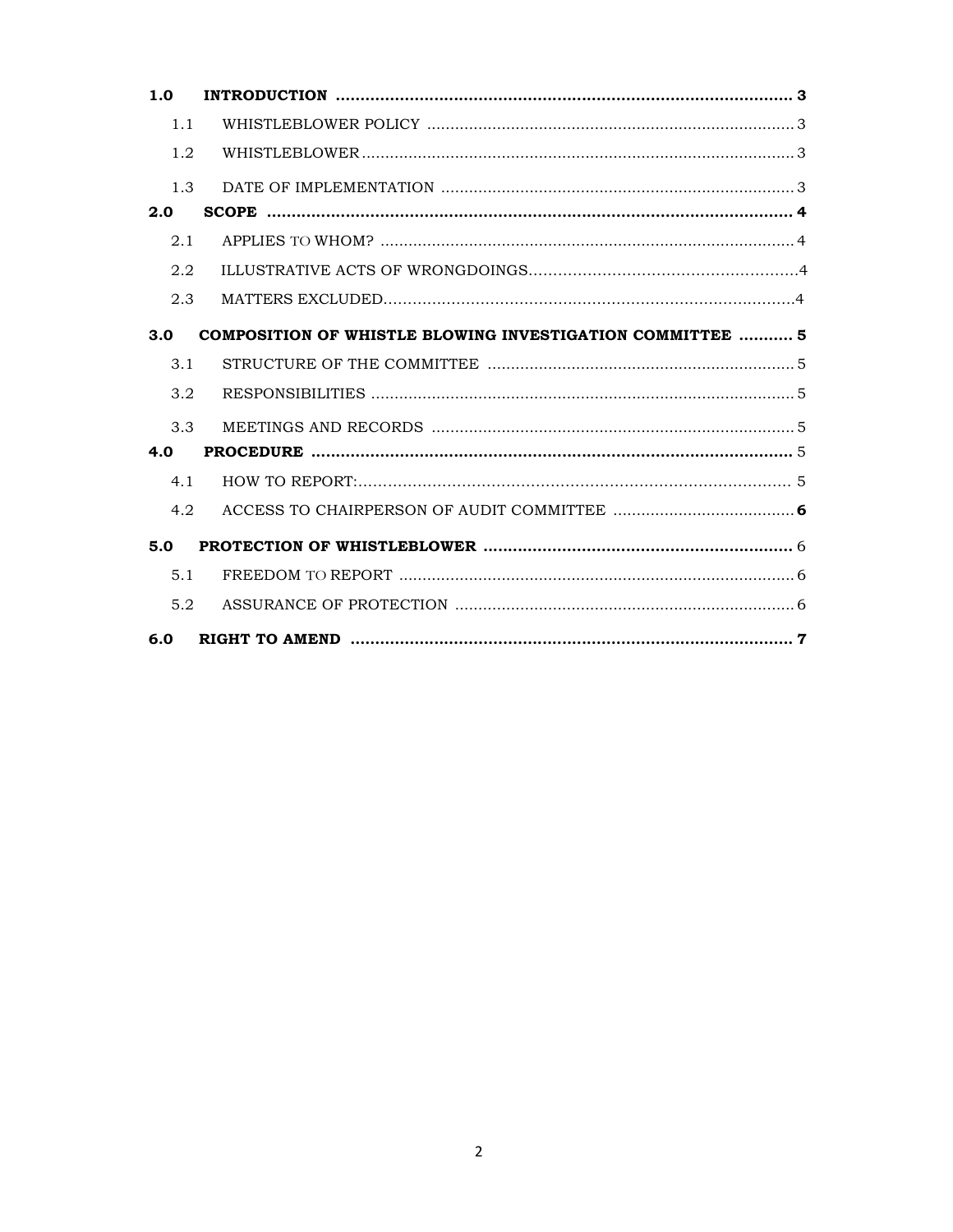**1.0 INTRODUCTION .......................................................................................... 3**

1.1 WHISTLEBLOWER POLICY .......................................................................... 3

1.2 WHISTLEBLOWER ........................................................................................ 3

1.3 DATE OF IMPLEMENTATION ....................................................................... 3

**2.0 SCOPE ..................................................................................................... 4**

2.1 APPLIES TO WHOM? .................................................................................... 4

2.2 ILLUSTRATIVE ACTS OF WRONGDOINGS...................................................4

2.3 MATTERS EXCLUDED...................................................................................4

**3.0 COMPOSITION OF WHISTLE BLOWING INVESTIGATION COMMITTEE ........... 5**

3.1 STRUCTURE OF THE COMMITTEE ............................................................. 5

3.2 RESPONSIBILITIES ...................................................................................... 5

3.3 MEETINGS AND RECORDS ......................................................................... 5

**4.0 PROCEDURE** ............................................................................................. 5

4.1 HOW TO REPORT:....................................................................................... 5

4.2 ACCESS TO CHAIRPERSON OF AUDIT COMMITTEE ...................................... **6**

**5.0 PROTECTION OF WHISTLEBLOWER** ........................................................... 6

5.1 FREEDOM TO REPORT ................................................................................ 6

5.2 ASSURANCE OF PROTECTION .................................................................... 6

**6.0 RIGHT TO AMEND ...................................................................................... 7**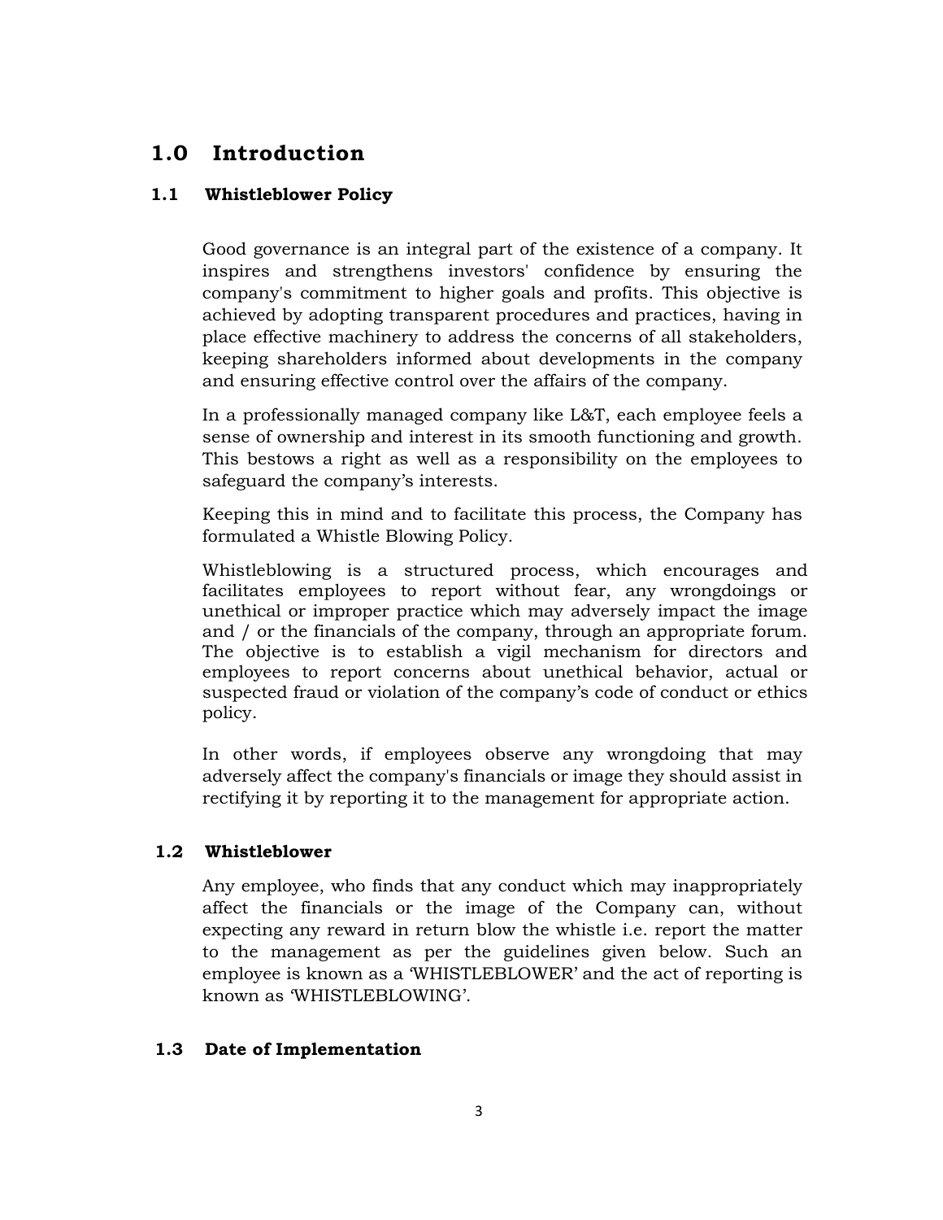# 1.0 Introduction

## 1.1 Whistleblower Policy

Good governance is an integral part of the existence of a company. It inspires and strengthens investors' confidence by ensuring the company's commitment to higher goals and profits. This objective is achieved by adopting transparent procedures and practices, having in place effective machinery to address the concerns of all stakeholders, keeping shareholders informed about developments in the company and ensuring effective control over the affairs of the company.

In a professionally managed company like L&T, each employee feels a sense of ownership and interest in its smooth functioning and growth. This bestows a right as well as a responsibility on the employees to safeguard the company's interests.

Keeping this in mind and to facilitate this process, the Company has formulated a Whistle Blowing Policy.

Whistleblowing is a structured process, which encourages and facilitates employees to report without fear, any wrongdoings or unethical or improper practice which may adversely impact the image and / or the financials of the company, through an appropriate forum. The objective is to establish a vigil mechanism for directors and employees to report concerns about unethical behavior, actual or suspected fraud or violation of the company's code of conduct or ethics policy.

In other words, if employees observe any wrongdoing that may adversely affect the company's financials or image they should assist in rectifying it by reporting it to the management for appropriate action.

## 1.2 Whistleblower

Any employee, who finds that any conduct which may inappropriately affect the financials or the image of the Company can, without expecting any reward in return blow the whistle i.e. report the matter to the management as per the guidelines given below. Such an employee is known as a 'WHISTLEBLOWER' and the act of reporting is known as 'WHISTLEBLOWING'.

## 1.3 Date of Implementation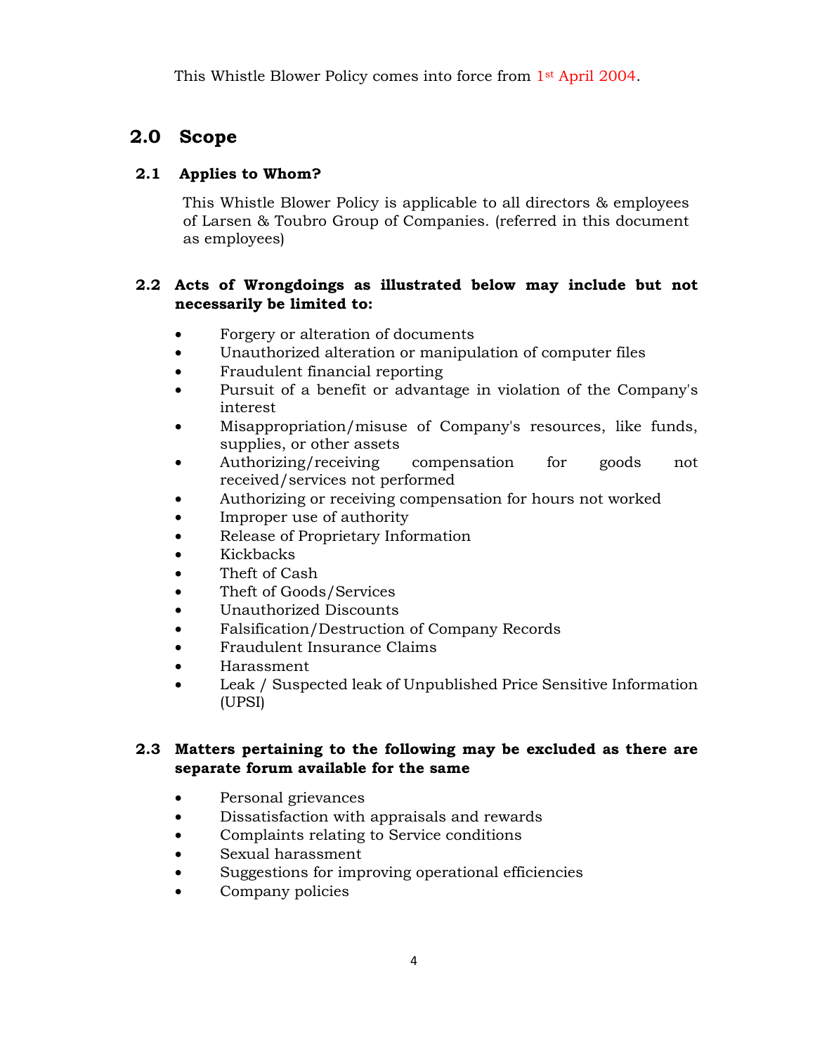This Whistle Blower Policy comes into force from 1st April 2004.

## 2.0 Scope

### 2.1 Applies to Whom?

This Whistle Blower Policy is applicable to all directors & employees of Larsen & Toubro Group of Companies. (referred in this document as employees)

### 2.2 Acts of Wrongdoings as illustrated below may include but not necessarily be limited to:

- Forgery or alteration of documents
- Unauthorized alteration or manipulation of computer files
- Fraudulent financial reporting
- Pursuit of a benefit or advantage in violation of the Company's interest
- Misappropriation/misuse of Company's resources, like funds, supplies, or other assets
- Authorizing/receiving compensation for goods not received/services not performed
- Authorizing or receiving compensation for hours not worked
- Improper use of authority
- Release of Proprietary Information
- Kickbacks
- Theft of Cash
- Theft of Goods/Services
- Unauthorized Discounts
- Falsification/Destruction of Company Records
- Fraudulent Insurance Claims
- Harassment
- Leak / Suspected leak of Unpublished Price Sensitive Information (UPSI)

### 2.3 Matters pertaining to the following may be excluded as there are separate forum available for the same

- Personal grievances
- Dissatisfaction with appraisals and rewards
- Complaints relating to Service conditions
- Sexual harassment
- Suggestions for improving operational efficiencies
- Company policies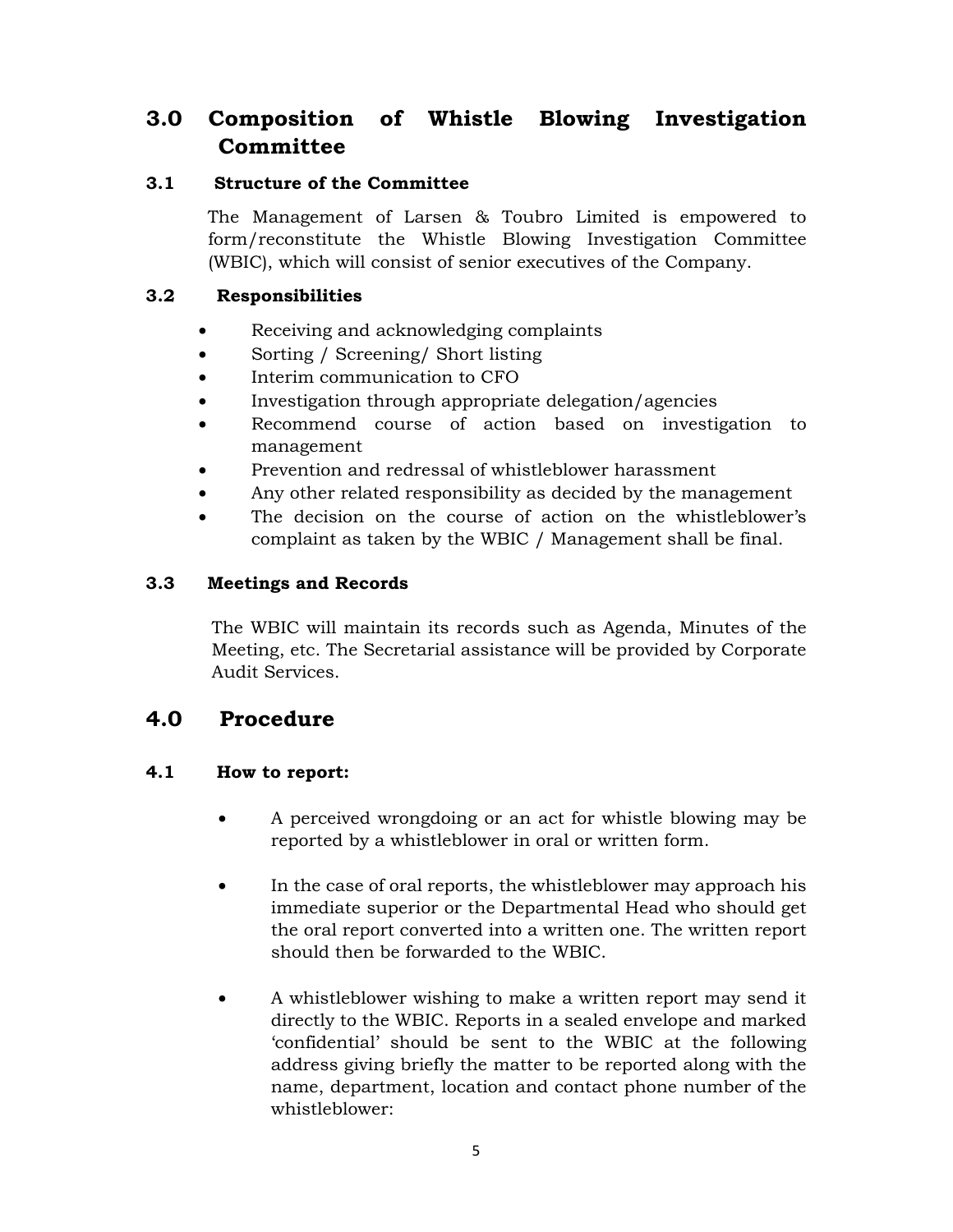## 3.0 Composition of Whistle Blowing Investigation Committee

### 3.1 Structure of the Committee

The Management of Larsen & Toubro Limited is empowered to form/reconstitute the Whistle Blowing Investigation Committee (WBIC), which will consist of senior executives of the Company.

### 3.2 Responsibilities

- Receiving and acknowledging complaints
- Sorting / Screening/ Short listing
- Interim communication to CFO
- Investigation through appropriate delegation/agencies
- Recommend course of action based on investigation to management
- Prevention and redressal of whistleblower harassment
- Any other related responsibility as decided by the management
- The decision on the course of action on the whistleblower's complaint as taken by the WBIC / Management shall be final.

### 3.3 Meetings and Records

The WBIC will maintain its records such as Agenda, Minutes of the Meeting, etc. The Secretarial assistance will be provided by Corporate Audit Services.

## 4.0 Procedure

### 4.1 How to report:

- A perceived wrongdoing or an act for whistle blowing may be reported by a whistleblower in oral or written form.

- In the case of oral reports, the whistleblower may approach his immediate superior or the Departmental Head who should get the oral report converted into a written one. The written report should then be forwarded to the WBIC.

- A whistleblower wishing to make a written report may send it directly to the WBIC. Reports in a sealed envelope and marked 'confidential' should be sent to the WBIC at the following address giving briefly the matter to be reported along with the name, department, location and contact phone number of the whistleblower: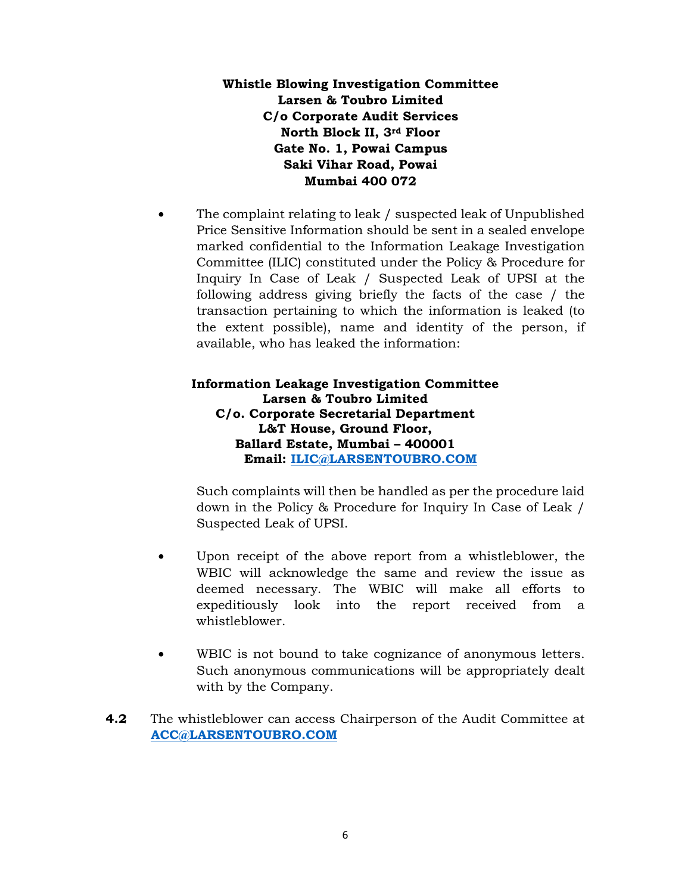**Whistle Blowing Investigation Committee**
**Larsen & Toubro Limited**
**C/o Corporate Audit Services**
**North Block II, 3rd Floor**
**Gate No. 1, Powai Campus**
**Saki Vihar Road, Powai**
**Mumbai 400 072**

- The complaint relating to leak / suspected leak of Unpublished Price Sensitive Information should be sent in a sealed envelope marked confidential to the Information Leakage Investigation Committee (ILIC) constituted under the Policy & Procedure for Inquiry In Case of Leak / Suspected Leak of UPSI at the following address giving briefly the facts of the case / the transaction pertaining to which the information is leaked (to the extent possible), name and identity of the person, if available, who has leaked the information:

  **Information Leakage Investigation Committee**
  **Larsen & Toubro Limited**
  **C/o. Corporate Secretarial Department**
  **L&T House, Ground Floor,**
  **Ballard Estate, Mumbai – 400001**
  **Email: ILIC@LARSENTOUBRO.COM**

  Such complaints will then be handled as per the procedure laid down in the Policy & Procedure for Inquiry In Case of Leak / Suspected Leak of UPSI.

- Upon receipt of the above report from a whistleblower, the WBIC will acknowledge the same and review the issue as deemed necessary. The WBIC will make all efforts to expeditiously look into the report received from a whistleblower.

- WBIC is not bound to take cognizance of anonymous letters. Such anonymous communications will be appropriately dealt with by the Company.

**4.2** The whistleblower can access Chairperson of the Audit Committee at **ACC@LARSENTOUBRO.COM**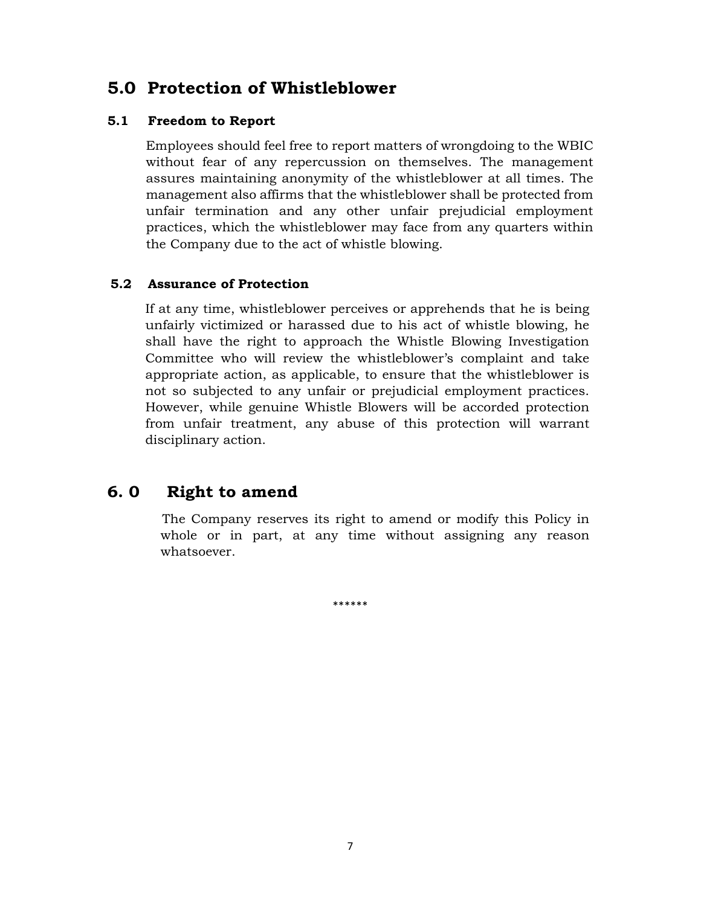## 5.0 Protection of Whistleblower

### 5.1 Freedom to Report

Employees should feel free to report matters of wrongdoing to the WBIC without fear of any repercussion on themselves. The management assures maintaining anonymity of the whistleblower at all times. The management also affirms that the whistleblower shall be protected from unfair termination and any other unfair prejudicial employment practices, which the whistleblower may face from any quarters within the Company due to the act of whistle blowing.

### 5.2 Assurance of Protection

If at any time, whistleblower perceives or apprehends that he is being unfairly victimized or harassed due to his act of whistle blowing, he shall have the right to approach the Whistle Blowing Investigation Committee who will review the whistleblower's complaint and take appropriate action, as applicable, to ensure that the whistleblower is not so subjected to any unfair or prejudicial employment practices. However, while genuine Whistle Blowers will be accorded protection from unfair treatment, any abuse of this protection will warrant disciplinary action.

## 6. 0 Right to amend

The Company reserves its right to amend or modify this Policy in whole or in part, at any time without assigning any reason whatsoever.

******